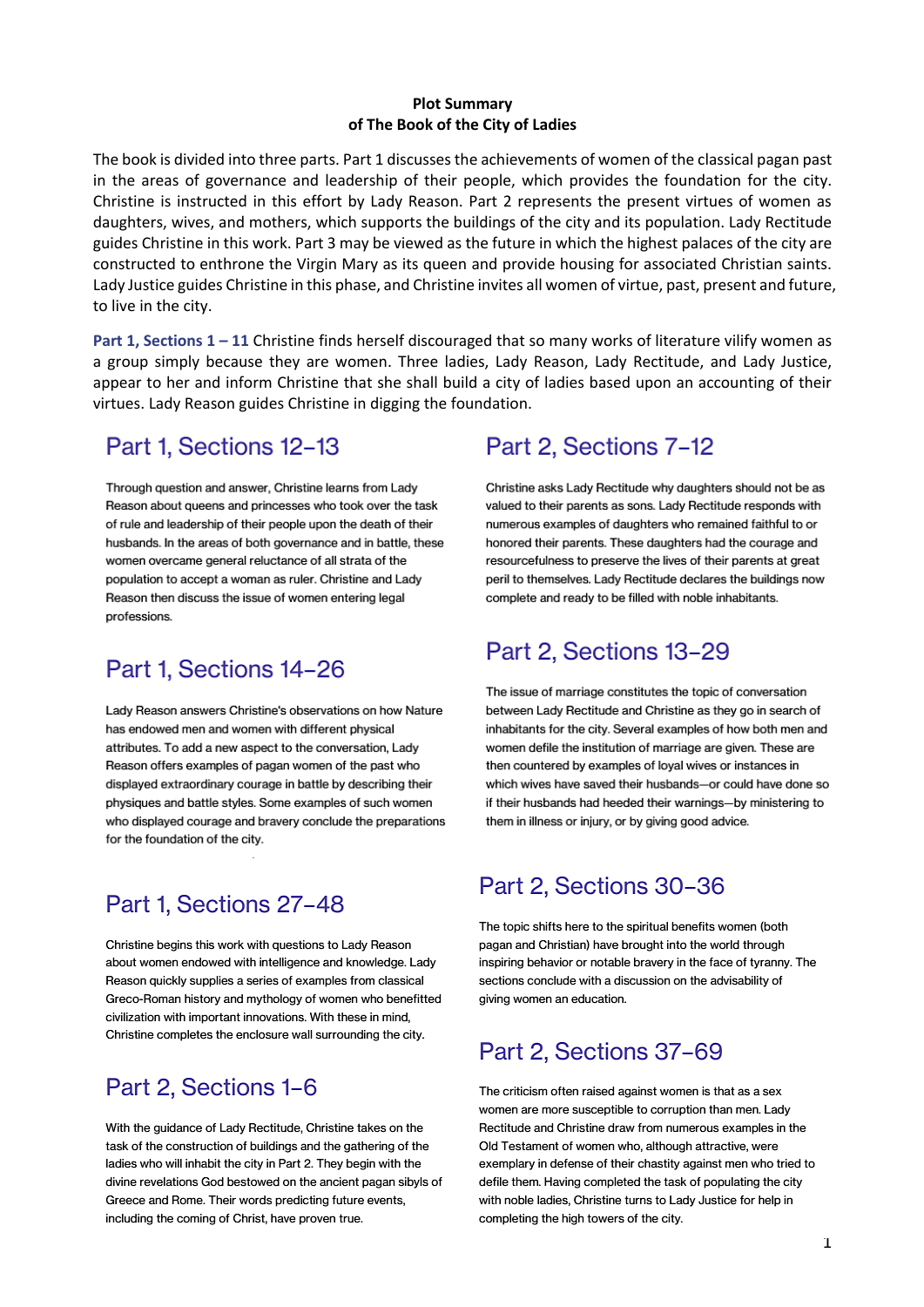**Plot Summary**
**of The Book of the City of Ladies**

The book is divided into three parts. Part 1 discusses the achievements of women of the classical pagan past in the areas of governance and leadership of their people, which provides the foundation for the city. Christine is instructed in this effort by Lady Reason. Part 2 represents the present virtues of women as daughters, wives, and mothers, which supports the buildings of the city and its population. Lady Rectitude guides Christine in this work. Part 3 may be viewed as the future in which the highest palaces of the city are constructed to enthrone the Virgin Mary as its queen and provide housing for associated Christian saints. Lady Justice guides Christine in this phase, and Christine invites all women of virtue, past, present and future, to live in the city.

**Part 1, Sections 1 – 11** Christine finds herself discouraged that so many works of literature vilify women as a group simply because they are women. Three ladies, Lady Reason, Lady Rectitude, and Lady Justice, appear to her and inform Christine that she shall build a city of ladies based upon an accounting of their virtues. Lady Reason guides Christine in digging the foundation.

## Part 1, Sections 12–13

Through question and answer, Christine learns from Lady Reason about queens and princesses who took over the task of rule and leadership of their people upon the death of their husbands. In the areas of both governance and in battle, these women overcame general reluctance of all strata of the population to accept a woman as ruler. Christine and Lady Reason then discuss the issue of women entering legal professions.

## Part 1, Sections 14–26

Lady Reason answers Christine's observations on how Nature has endowed men and women with different physical attributes. To add a new aspect to the conversation, Lady Reason offers examples of pagan women of the past who displayed extraordinary courage in battle by describing their physiques and battle styles. Some examples of such women who displayed courage and bravery conclude the preparations for the foundation of the city.

## Part 1, Sections 27–48

Christine begins this work with questions to Lady Reason about women endowed with intelligence and knowledge. Lady Reason quickly supplies a series of examples from classical Greco-Roman history and mythology of women who benefitted civilization with important innovations. With these in mind, Christine completes the enclosure wall surrounding the city.

## Part 2, Sections 1–6

With the guidance of Lady Rectitude, Christine takes on the task of the construction of buildings and the gathering of the ladies who will inhabit the city in Part 2. They begin with the divine revelations God bestowed on the ancient pagan sibyls of Greece and Rome. Their words predicting future events, including the coming of Christ, have proven true.

## Part 2, Sections 7–12

Christine asks Lady Rectitude why daughters should not be as valued to their parents as sons. Lady Rectitude responds with numerous examples of daughters who remained faithful to or honored their parents. These daughters had the courage and resourcefulness to preserve the lives of their parents at great peril to themselves. Lady Rectitude declares the buildings now complete and ready to be filled with noble inhabitants.

## Part 2, Sections 13–29

The issue of marriage constitutes the topic of conversation between Lady Rectitude and Christine as they go in search of inhabitants for the city. Several examples of how both men and women defile the institution of marriage are given. These are then countered by examples of loyal wives or instances in which wives have saved their husbands—or could have done so if their husbands had heeded their warnings—by ministering to them in illness or injury, or by giving good advice.

## Part 2, Sections 30–36

The topic shifts here to the spiritual benefits women (both pagan and Christian) have brought into the world through inspiring behavior or notable bravery in the face of tyranny. The sections conclude with a discussion on the advisability of giving women an education.

## Part 2, Sections 37–69

The criticism often raised against women is that as a sex women are more susceptible to corruption than men. Lady Rectitude and Christine draw from numerous examples in the Old Testament of women who, although attractive, were exemplary in defense of their chastity against men who tried to defile them. Having completed the task of populating the city with noble ladies, Christine turns to Lady Justice for help in completing the high towers of the city.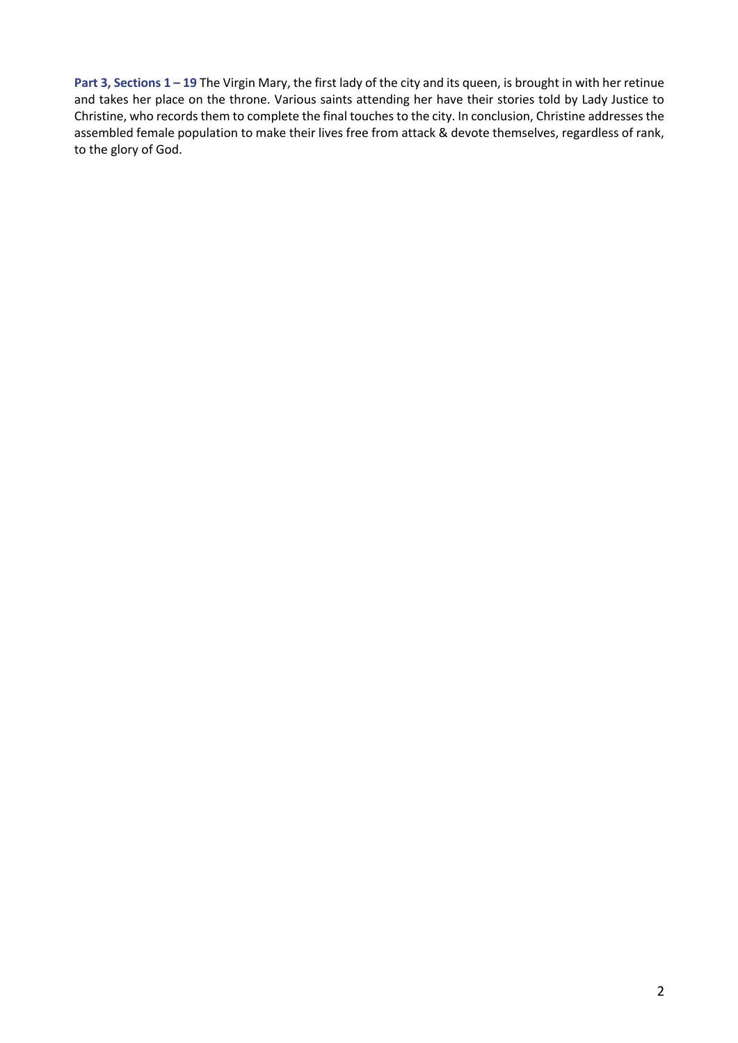**Part 3, Sections 1 – 19** The Virgin Mary, the first lady of the city and its queen, is brought in with her retinue and takes her place on the throne. Various saints attending her have their stories told by Lady Justice to Christine, who records them to complete the final touches to the city. In conclusion, Christine addresses the assembled female population to make their lives free from attack & devote themselves, regardless of rank, to the glory of God.